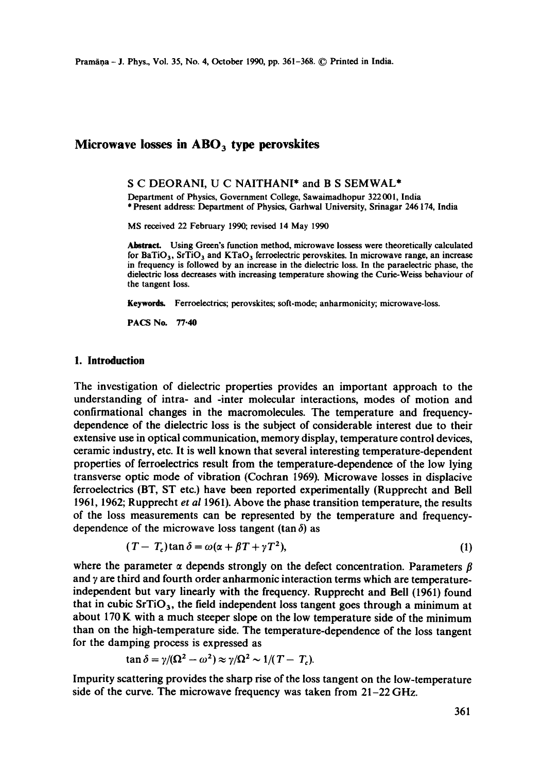# Microwave losses in $ABO_3$ type perovskites

S C DEORANI, U C NAITHANI* and B S SEMWAL*

Department of Physics, Government College, Sawaimadhopur 322 001, India
* Present address: Department of Physics, Garhwal University, Srinagar 246 174, India

MS received 22 February 1990; revised 14 May 1990

**Abstract.** Using Green's function method, microwave lossess were theoretically calculated for $BaTiO_3$, $SrTiO_3$ and $KTaO_3$ ferroelectric perovskites. In microwave range, an increase in frequency is followed by an increase in the dielectric loss. In the paraelectric phase, the dielectric loss decreases with increasing temperature showing the Curie-Weiss behaviour of the tangent loss.

**Keywords.** Ferroelectrics; perovskites; soft-mode; anharmonicity; microwave-loss.

**PACS No.** 77·40

## 1. Introduction

The investigation of dielectric properties provides an important approach to the understanding of intra- and -inter molecular interactions, modes of motion and confirmational changes in the macromolecules. The temperature and frequency-dependence of the dielectric loss is the subject of considerable interest due to their extensive use in optical communication, memory display, temperature control devices, ceramic industry, etc. It is well known that several interesting temperature-dependent properties of ferroelectrics result from the temperature-dependence of the low lying transverse optic mode of vibration (Cochran 1969). Microwave losses in displacive ferroelectrics (BT, ST etc.) have been reported experimentally (Rupprecht and Bell 1961, 1962; Rupprecht *et al* 1961). Above the phase transition temperature, the results of the loss measurements can be represented by the temperature and frequency-dependence of the microwave loss tangent ($\tan\delta$) as

$$(T - T_c)\tan\delta = \omega(\alpha + \beta T + \gamma T^2), \tag{1}$$

where the parameter $\alpha$ depends strongly on the defect concentration. Parameters $\beta$ and $\gamma$ are third and fourth order anharmonic interaction terms which are temperature-independent but vary linearly with the frequency. Rupprecht and Bell (1961) found that in cubic $SrTiO_3$, the field independent loss tangent goes through a minimum at about 170 K with a much steeper slope on the low temperature side of the minimum than on the high-temperature side. The temperature-dependence of the loss tangent for the damping process is expressed as

$$\tan\delta = \gamma/(\Omega^2 - \omega^2) \approx \gamma/\Omega^2 \sim 1/(T - T_c).$$

Impurity scattering provides the sharp rise of the loss tangent on the low-temperature side of the curve. The microwave frequency was taken from 21–22 GHz.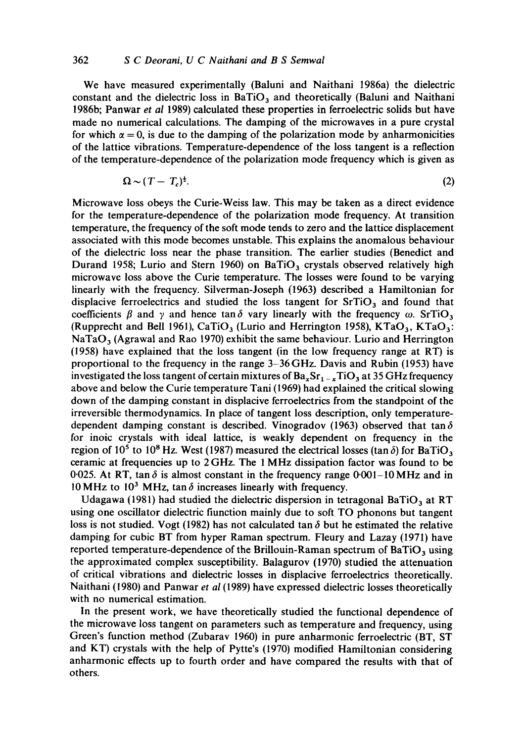We have measured experimentally (Baluni and Naithani 1986a) the dielectric constant and the dielectric loss in $BaTiO_3$ and theoretically (Baluni and Naithani 1986b; Panwar *et al* 1989) calculated these properties in ferroelectric solids but have made no numerical calculations. The damping of the microwaves in a pure crystal for which $\alpha = 0$, is due to the damping of the polarization mode by anharmonicities of the lattice vibrations. Temperature-dependence of the loss tangent is a reflection of the temperature-dependence of the polarization mode frequency which is given as

$$\Omega \sim (T - T_c)^{\frac{1}{2}}. \tag{2}$$

Microwave loss obeys the Curie-Weiss law. This may be taken as a direct evidence for the temperature-dependence of the polarization mode frequency. At transition temperature, the frequency of the soft mode tends to zero and the lattice displacement associated with this mode becomes unstable. This explains the anomalous behaviour of the dielectric loss near the phase transition. The earlier studies (Benedict and Durand 1958; Lurio and Stern 1960) on $BaTiO_3$ crystals observed relatively high microwave loss above the Curie temperature. The losses were found to be varying linearly with the frequency. Silverman-Joseph (1963) described a Hamiltonian for displacive ferroelectrics and studied the loss tangent for $SrTiO_3$ and found that coefficients $\beta$ and $\gamma$ and hence $\tan\delta$ vary linearly with the frequency $\omega$. $SrTiO_3$ (Rupprecht and Bell 1961), $CaTiO_3$ (Lurio and Herrington 1958), $KTaO_3$, $KTaO_3$: $NaTaO_3$ (Agrawal and Rao 1970) exhibit the same behaviour. Lurio and Herrington (1958) have explained that the loss tangent (in the low frequency range at RT) is proportional to the frequency in the range 3–36 GHz. Davis and Rubin (1953) have investigated the loss tangent of certain mixtures of $Ba_xSr_{1-x}TiO_3$ at 35 GHz frequency above and below the Curie temperature Tani (1969) had explained the critical slowing down of the damping constant in displacive ferroelectrics from the standpoint of the irreversible thermodynamics. In place of tangent loss description, only temperature-dependent damping constant is described. Vinogradov (1963) observed that $\tan\delta$ for inoic crystals with ideal lattice, is weakly dependent on frequency in the region of $10^5$ to $10^8$ Hz. West (1987) measured the electrical losses ($\tan\delta$) for $BaTiO_3$ ceramic at frequencies up to 2 GHz. The 1 MHz dissipation factor was found to be 0·025. At RT, $\tan\delta$ is almost constant in the frequency range 0·001–10 MHz and in 10 MHz to $10^3$ MHz, $\tan\delta$ increases linearly with frequency.

Udagawa (1981) had studied the dielectric dispersion in tetragonal $BaTiO_3$ at RT using one oscillator dielectric fiunction mainly due to soft TO phonons but tangent loss is not studied. Vogt (1982) has not calculated $\tan\delta$ but he estimated the relative damping for cubic BT from hyper Raman spectrum. Fleury and Lazay (1971) have reported temperature-dependence of the Brillouin-Raman spectrum of $BaTiO_3$ using the approximated complex susceptibility. Balagurov (1970) studied the attenuation of critical vibrations and dielectric losses in displacive ferroelectrics theoretically. Naithani (1980) and Panwar *et al* (1989) have expressed dielectric losses theoretically with no numerical estimation.

In the present work, we have theoretically studied the functional dependence of the microwave loss tangent on parameters such as temperature and frequency, using Green's function method (Zubarav 1960) in pure anharmonic ferroelectric (BT, ST and KT) crystals with the help of Pytte's (1970) modified Hamiltonian considering anharmonic effects up to fourth order and have compared the results with that of others.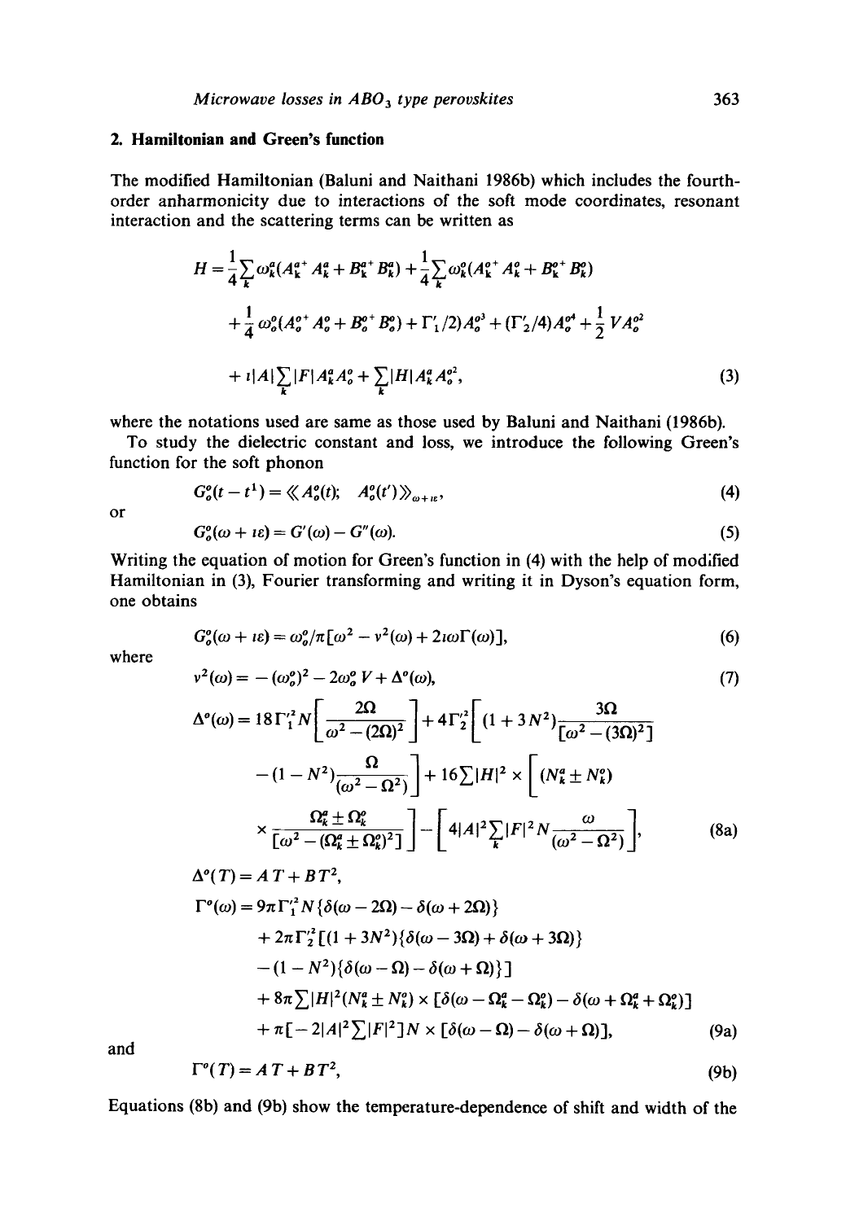## 2. Hamiltonian and Green's function

The modified Hamiltonian (Baluni and Naithani 1986b) which includes the fourth-order anharmonicity due to interactions of the soft mode coordinates, resonant interaction and the scattering terms can be written as

$$H = \frac{1}{4}\sum_k \omega_k^a (A_k^{a+} A_k^a + B_k^{a+} B_k^a) + \frac{1}{4}\sum_k \omega_k^o (A_k^{o+} A_k^o + B_k^{o+} B_k^o)$$
$$+ \frac{1}{4}\omega_o^o (A_o^{o+} A_o^o + B_o^{o+} B_o^o) + \Gamma_1'/2) A_o^{o^3} + (\Gamma_2'/4) A_o^{o^4} + \frac{1}{2} V A_o^{o^2}$$
$$+ \imath |A| \sum_k |F| A_k^a A_o^o + \sum_k |H| A_k^a A_o^{o^2}, \tag{3}$$

where the notations used are same as those used by Baluni and Naithani (1986b).

To study the dielectric constant and loss, we introduce the following Green's function for the soft phonon

$$G_o^o(t - t^1) = \langle\langle A_o^o(t);\quad A_o^o(t') \rangle\rangle_{\omega + \imath\varepsilon}, \tag{4}$$

or

$$G_o^o(\omega + \imath\varepsilon) = G'(\omega) - G''(\omega). \tag{5}$$

Writing the equation of motion for Green's function in (4) with the help of modified Hamiltonian in (3), Fourier transforming and writing it in Dyson's equation form, one obtains

$$G_o^o(\omega + \imath\varepsilon) = \omega_o^o / \pi[\omega^2 - v^2(\omega) + 2\imath\omega\Gamma(\omega)], \tag{6}$$

where

$$v^2(\omega) = -(\omega_o^o)^2 - 2\omega_o^o V + \Delta^o(\omega), \tag{7}$$

$$\Delta^o(\omega) = 18\Gamma_1'^2 N\left[\frac{2\Omega}{\omega^2 - (2\Omega)^2}\right] + 4\Gamma_2'^2\left[(1 + 3N^2)\frac{3\Omega}{[\omega^2 - (3\Omega)^2]}\right.$$
$$\left. - (1 - N^2)\frac{\Omega}{(\omega^2 - \Omega^2)}\right] + 16\sum |H|^2 \times \left[(N_k^a \pm N_k^o)\right.$$
$$\left.\times \frac{\Omega_k^a \pm \Omega_k^o}{[\omega^2 - (\Omega_k^a \pm \Omega_k^o)^2]}\right] - \left[4|A|^2 \sum_k |F|^2 N \frac{\omega}{(\omega^2 - \Omega^2)}\right], \tag{8a}$$

$$\Delta^o(T) = A\,T + B\,T^2,$$

$$\Gamma^o(\omega) = 9\pi\Gamma_1'^2 N\{\delta(\omega - 2\Omega) - \delta(\omega + 2\Omega)\}$$
$$+ 2\pi\Gamma_2'^2[(1 + 3N^2)\{\delta(\omega - 3\Omega) + \delta(\omega + 3\Omega)\}$$
$$- (1 - N^2)\{\delta(\omega - \Omega) - \delta(\omega + \Omega)\}]$$
$$+ 8\pi\sum |H|^2 (N_k^a \pm N_k^o) \times [\delta(\omega - \Omega_k^a - \Omega_k^o) - \delta(\omega + \Omega_k^a + \Omega_k^o)]$$
$$+ \pi[-2|A|^2 \sum |F|^2] N \times [\delta(\omega - \Omega) - \delta(\omega + \Omega)], \tag{9a}$$

and

$$\Gamma^o(T) = A\,T + B\,T^2, \tag{9b}$$

Equations (8b) and (9b) show the temperature-dependence of shift and width of the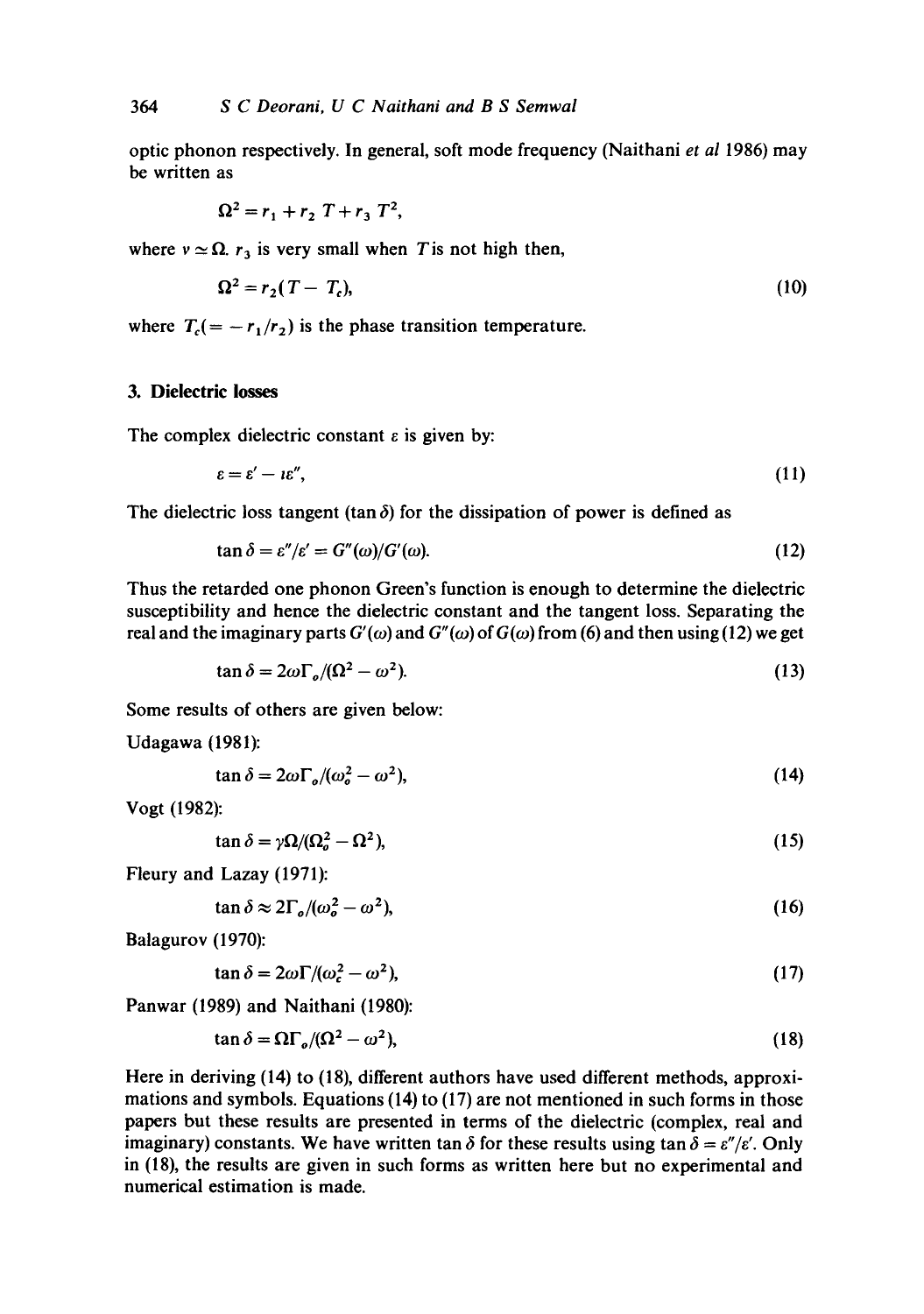optic phonon respectively. In general, soft mode frequency (Naithani *et al* 1986) may be written as

$$\Omega^2 = r_1 + r_2 T + r_3 T^2,$$

where $v \simeq \Omega$. $r_3$ is very small when $T$ is not high then,

$$\Omega^2 = r_2(T - T_c), \tag{10}$$

where $T_c(= -r_1/r_2)$ is the phase transition temperature.

## 3. Dielectric losses

The complex dielectric constant $\varepsilon$ is given by:

$$\varepsilon = \varepsilon' - \imath\varepsilon'', \tag{11}$$

The dielectric loss tangent ($\tan\delta$) for the dissipation of power is defined as

$$\tan\delta = \varepsilon''/\varepsilon' = G''(\omega)/G'(\omega). \tag{12}$$

Thus the retarded one phonon Green's function is enough to determine the dielectric susceptibility and hence the dielectric constant and the tangent loss. Separating the real and the imaginary parts $G'(\omega)$ and $G''(\omega)$ of $G(\omega)$ from (6) and then using (12) we get

$$\tan\delta = 2\omega\Gamma_o/(\Omega^2 - \omega^2). \tag{13}$$

Some results of others are given below:

Udagawa (1981):

$$\tan\delta = 2\omega\Gamma_o/(\omega_o^2 - \omega^2), \tag{14}$$

Vogt (1982):

$$\tan\delta = \gamma\Omega/(\Omega_o^2 - \Omega^2), \tag{15}$$

Fleury and Lazay (1971):

$$\tan\delta \approx 2\Gamma_o/(\omega_o^2 - \omega^2), \tag{16}$$

Balagurov (1970):

$$\tan\delta = 2\omega\Gamma/(\omega_c^2 - \omega^2), \tag{17}$$

Panwar (1989) and Naithani (1980):

$$\tan\delta = \Omega\Gamma_o/(\Omega^2 - \omega^2), \tag{18}$$

Here in deriving (14) to (18), different authors have used different methods, approximations and symbols. Equations (14) to (17) are not mentioned in such forms in those papers but these results are presented in terms of the dielectric (complex, real and imaginary) constants. We have written $\tan\delta$ for these results using $\tan\delta = \varepsilon''/\varepsilon'$. Only in (18), the results are given in such forms as written here but no experimental and numerical estimation is made.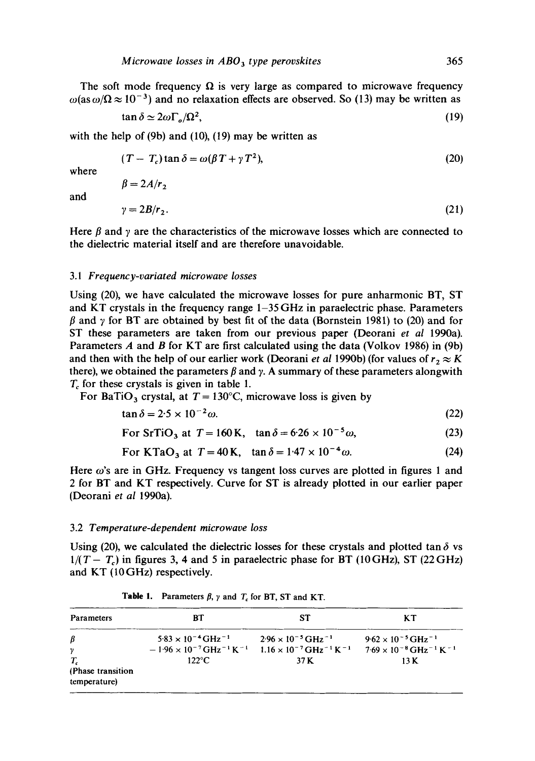The soft mode frequency $\Omega$ is very large as compared to microwave frequency $\omega$(as $\omega/\Omega \approx 10^{-3}$) and no relaxation effects are observed. So (13) may be written as

$$\tan\delta \simeq 2\omega\Gamma_o/\Omega^2, \tag{19}$$

with the help of (9b) and (10), (19) may be written as

$$(T - T_c)\tan\delta = \omega(\beta T + \gamma T^2), \tag{20}$$

where

$$\beta = 2A/r_2$$

and

$$\gamma = 2B/r_2. \tag{21}$$

Here $\beta$ and $\gamma$ are the characteristics of the microwave losses which are connected to the dielectric material itself and are therefore unavoidable.

### 3.1 *Frequency-variated microwave losses*

Using (20), we have calculated the microwave losses for pure anharmonic BT, ST and KT crystals in the frequency range 1–35 GHz in paraelectric phase. Parameters $\beta$ and $\gamma$ for BT are obtained by best fit of the data (Bornstein 1981) to (20) and for ST these parameters are taken from our previous paper (Deorani *et al* 1990a). Parameters $A$ and $B$ for KT are first calculated using the data (Volkov 1986) in (9b) and then with the help of our earlier work (Deorani *et al* 1990b) (for values of $r_2 \approx K$ there), we obtained the parameters $\beta$ and $\gamma$. A summary of these parameters alongwith $T_c$ for these crystals is given in table 1.

For $BaTiO_3$ crystal, at $T = 130°C$, microwave loss is given by

$$\tan\delta = 2{\cdot}5 \times 10^{-2}\omega. \tag{22}$$

$$\text{For } SrTiO_3 \text{ at } T = 160\,\text{K}, \quad \tan\delta = 6{\cdot}26 \times 10^{-5}\omega, \tag{23}$$

$$\text{For } KTaO_3 \text{ at } T = 40\,\text{K}, \quad \tan\delta = 1{\cdot}47 \times 10^{-4}\omega. \tag{24}$$

Here $\omega$'s are in GHz. Frequency vs tangent loss curves are plotted in figures 1 and 2 for BT and KT respectively. Curve for ST is already plotted in our earlier paper (Deorani *et al* 1990a).

### 3.2 *Temperature-dependent microwave loss*

Using (20), we calculated the dielectric losses for these crystals and plotted $\tan\delta$ vs $1/(T - T_c)$ in figures 3, 4 and 5 in paraelectric phase for BT (10 GHz), ST (22 GHz) and KT (10 GHz) respectively.

**Table 1.** Parameters $\beta$, $\gamma$ and $T_c$ for BT, ST and KT.

| Parameters | BT | ST | KT |
|---|---|---|---|
| $\beta$ | $5{\cdot}83 \times 10^{-4}\,\text{GHz}^{-1}$ | $2{\cdot}96 \times 10^{-5}\,\text{GHz}^{-1}$ | $9{\cdot}62 \times 10^{-5}\,\text{GHz}^{-1}$ |
| $\gamma$ | $-1{\cdot}96 \times 10^{-7}\,\text{GHz}^{-1}\,\text{K}^{-1}$ | $1.16 \times 10^{-7}\,\text{GHz}^{-1}\,\text{K}^{-1}$ | $7{\cdot}69 \times 10^{-8}\,\text{GHz}^{-1}\,\text{K}^{-1}$ |
| $T_c$ (Phase transition temperature) | 122°C | 37 K | 13 K |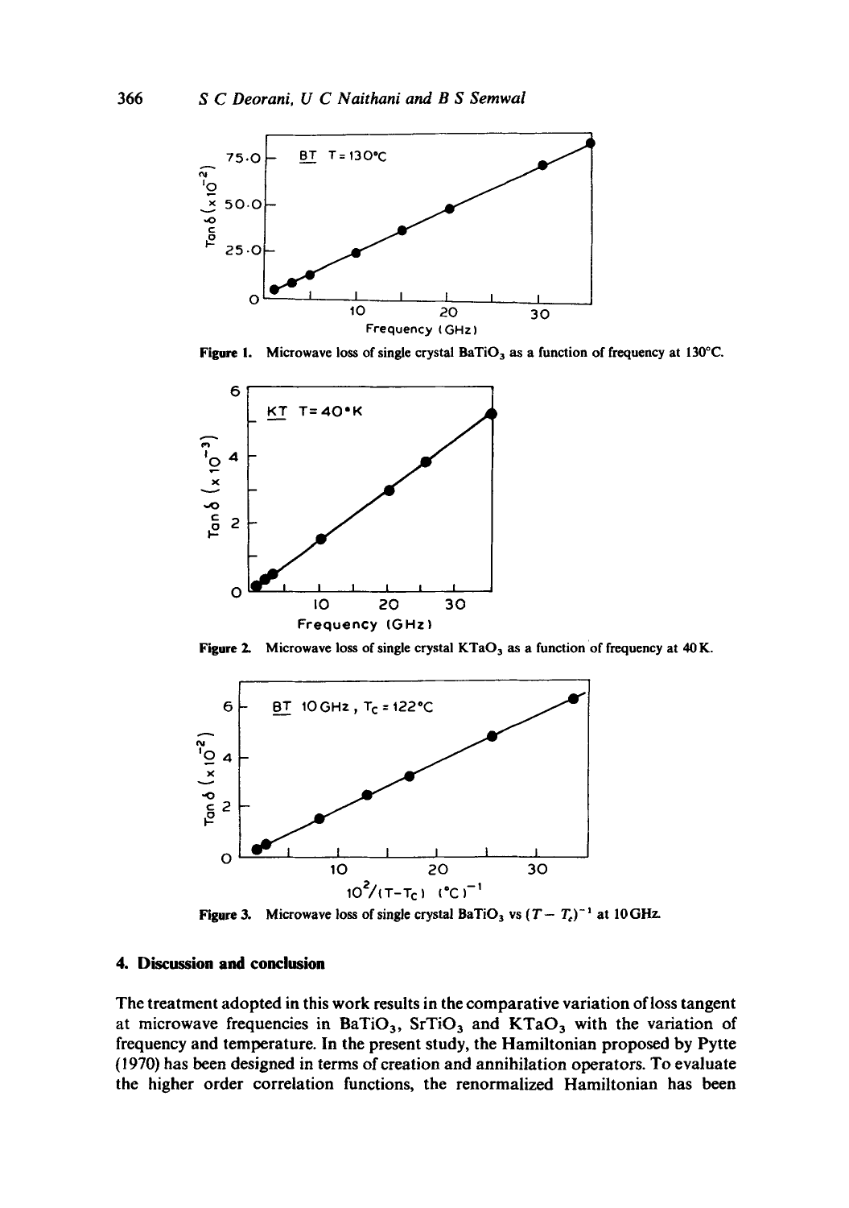Figure 1. Microwave loss of single crystal $BaTiO_3$ as a function of frequency at 130°C.

Figure 2. Microwave loss of single crystal $KTaO_3$ as a function of frequency at 40 K.

Figure 3. Microwave loss of single crystal $BaTiO_3$ vs $(T - T_c)^{-1}$ at 10 GHz.

## 4. Discussion and conclusion

The treatment adopted in this work results in the comparative variation of loss tangent at microwave frequencies in $BaTiO_3$, $SrTiO_3$ and $KTaO_3$ with the variation of frequency and temperature. In the present study, the Hamiltonian proposed by Pytte (1970) has been designed in terms of creation and annihilation operators. To evaluate the higher order correlation functions, the renormalized Hamiltonian has been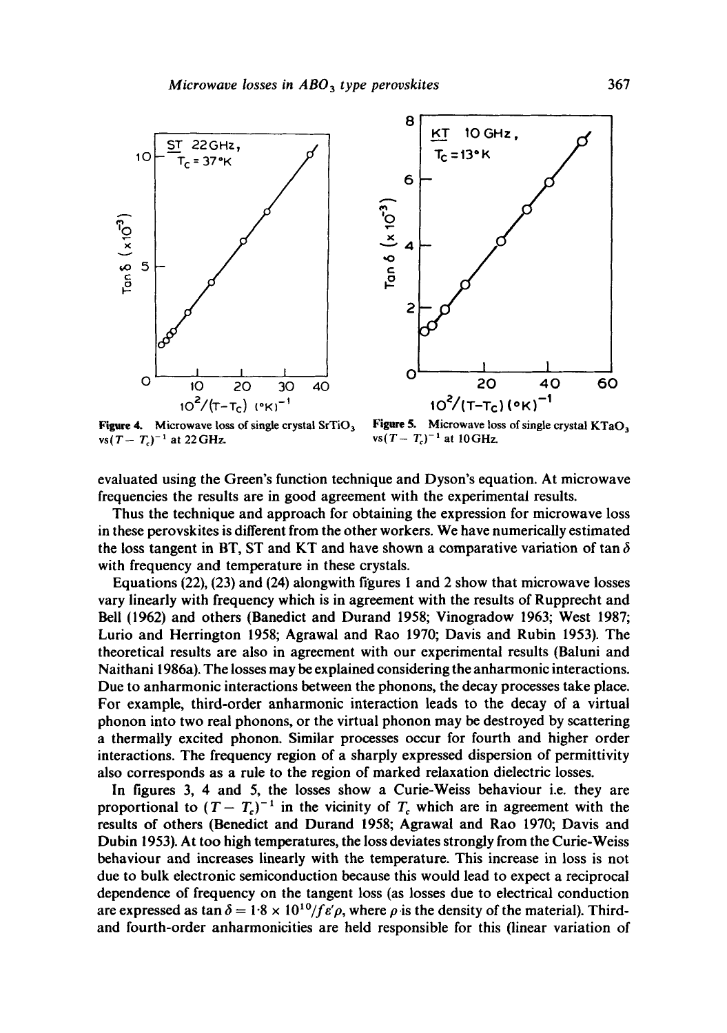Figure 4. Microwave loss of single crystal $SrTiO_3$ vs$(T - T_c)^{-1}$ at 22 GHz.

Figure 5. Microwave loss of single crystal $KTaO_3$ vs$(T - T_c)^{-1}$ at 10 GHz.

evaluated using the Green's function technique and Dyson's equation. At microwave frequencies the results are in good agreement with the experimental results.

Thus the technique and approach for obtaining the expression for microwave loss in these perovskites is different from the other workers. We have numerically estimated the loss tangent in BT, ST and KT and have shown a comparative variation of $\tan \delta$ with frequency and temperature in these crystals.

Equations (22), (23) and (24) alongwith figures 1 and 2 show that microwave losses vary linearly with frequency which is in agreement with the results of Rupprecht and Bell (1962) and others (Banedict and Durand 1958; Vinogradow 1963; West 1987; Lurio and Herrington 1958; Agrawal and Rao 1970; Davis and Rubin 1953). The theoretical results are also in agreement with our experimental results (Baluni and Naithani 1986a). The losses may be explained considering the anharmonic interactions. Due to anharmonic interactions between the phonons, the decay processes take place. For example, third-order anharmonic interaction leads to the decay of a virtual phonon into two real phonons, or the virtual phonon may be destroyed by scattering a thermally excited phonon. Similar processes occur for fourth and higher order interactions. The frequency region of a sharply expressed dispersion of permittivity also corresponds as a rule to the region of marked relaxation dielectric losses.

In figures 3, 4 and 5, the losses show a Curie-Weiss behaviour i.e. they are proportional to $(T - T_c)^{-1}$ in the vicinity of $T_c$ which are in agreement with the results of others (Benedict and Durand 1958; Agrawal and Rao 1970; Davis and Dubin 1953). At too high temperatures, the loss deviates strongly from the Curie-Weiss behaviour and increases linearly with the temperature. This increase in loss is not due to bulk electronic semiconduction because this would lead to expect a reciprocal dependence of frequency on the tangent loss (as losses due to electrical conduction are expressed as $\tan \delta = 1{\cdot}8 \times 10^{10}/f\varepsilon'\rho$, where $\rho$ is the density of the material). Third- and fourth-order anharmonicities are held responsible for this (linear variation of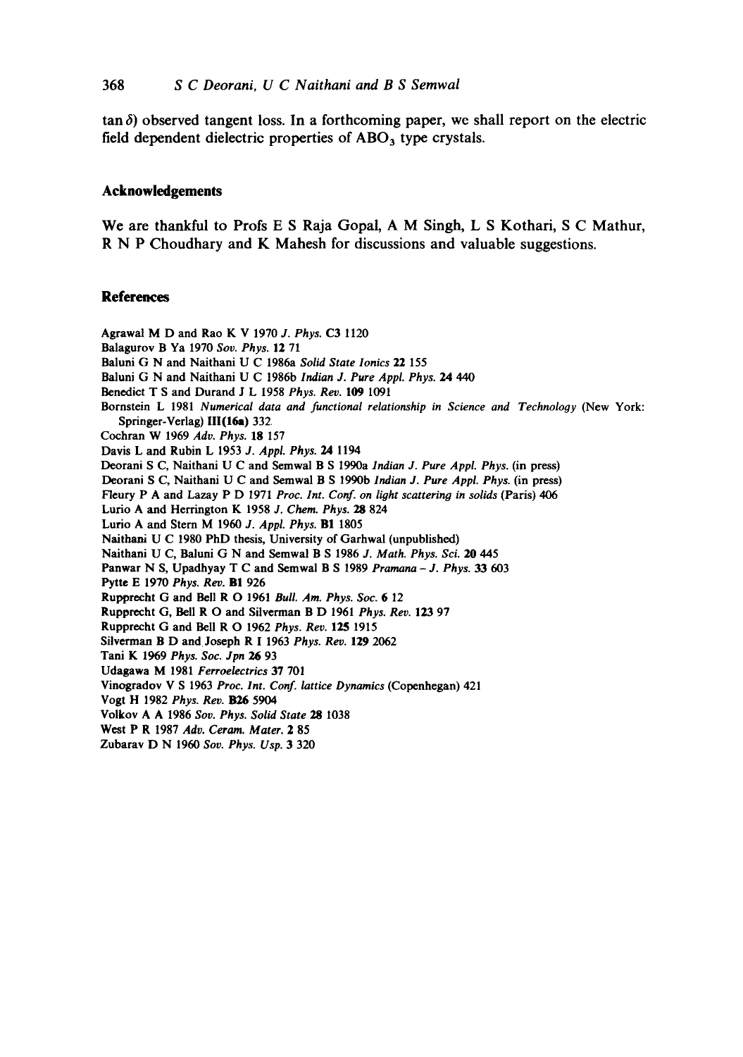$\tan\delta$) observed tangent loss. In a forthcoming paper, we shall report on the electric field dependent dielectric properties of $ABO_3$ type crystals.

## Acknowledgements

We are thankful to Profs E S Raja Gopal, A M Singh, L S Kothari, S C Mathur, R N P Choudhary and K Mahesh for discussions and valuable suggestions.

## References

Agrawal M D and Rao K V 1970 *J. Phys.* **C3** 1120

Balagurov B Ya 1970 *Sov. Phys.* **12** 71

Baluni G N and Naithani U C 1986a *Solid State Ionics* **22** 155

Baluni G N and Naithani U C 1986b *Indian J. Pure Appl. Phys.* **24** 440

Benedict T S and Durand J L 1958 *Phys. Rev.* **109** 1091

Bornstein L 1981 *Numerical data and functional relationship in Science and Technology* (New York: Springer-Verlag) **III(16a)** 332

Cochran W 1969 *Adv. Phys.* **18** 157

Davis L and Rubin L 1953 *J. Appl. Phys.* **24** 1194

Deorani S C, Naithani U C and Semwal B S 1990a *Indian J. Pure Appl. Phys.* (in press)

Deorani S C, Naithani U C and Semwal B S 1990b *Indian J. Pure Appl. Phys.* (in press)

Fleury P A and Lazay P D 1971 *Proc. Int. Conf. on light scattering in solids* (Paris) 406

Lurio A and Herrington K 1958 *J. Chem. Phys.* **28** 824

Lurio A and Stern M 1960 *J. Appl. Phys.* **B1** 1805

Naithani U C 1980 PhD thesis, University of Garhwal (unpublished)

Naithani U C, Baluni G N and Semwal B S 1986 *J. Math. Phys. Sci.* **20** 445

Panwar N S, Upadhyay T C and Semwal B S 1989 *Pramana – J. Phys.* **33** 603

Pytte E 1970 *Phys. Rev.* **B1** 926

Rupprecht G and Bell R O 1961 *Bull. Am. Phys. Soc.* **6** 12

Rupprecht G, Bell R O and Silverman B D 1961 *Phys. Rev.* **123** 97

Rupprecht G and Bell R O 1962 *Phys. Rev.* **125** 1915

Silverman B D and Joseph R I 1963 *Phys. Rev.* **129** 2062

Tani K 1969 *Phys. Soc. Jpn* **26** 93

Udagawa M 1981 *Ferroelectrics* **37** 701

Vinogradov V S 1963 *Proc. Int. Conf. lattice Dynamics* (Copenhegan) 421

Vogt H 1982 *Phys. Rev.* **B26** 5904

Volkov A A 1986 *Sov. Phys. Solid State* **28** 1038

West P R 1987 *Adv. Ceram. Mater.* **2** 85

Zubarav D N 1960 *Sov. Phys. Usp.* **3** 320